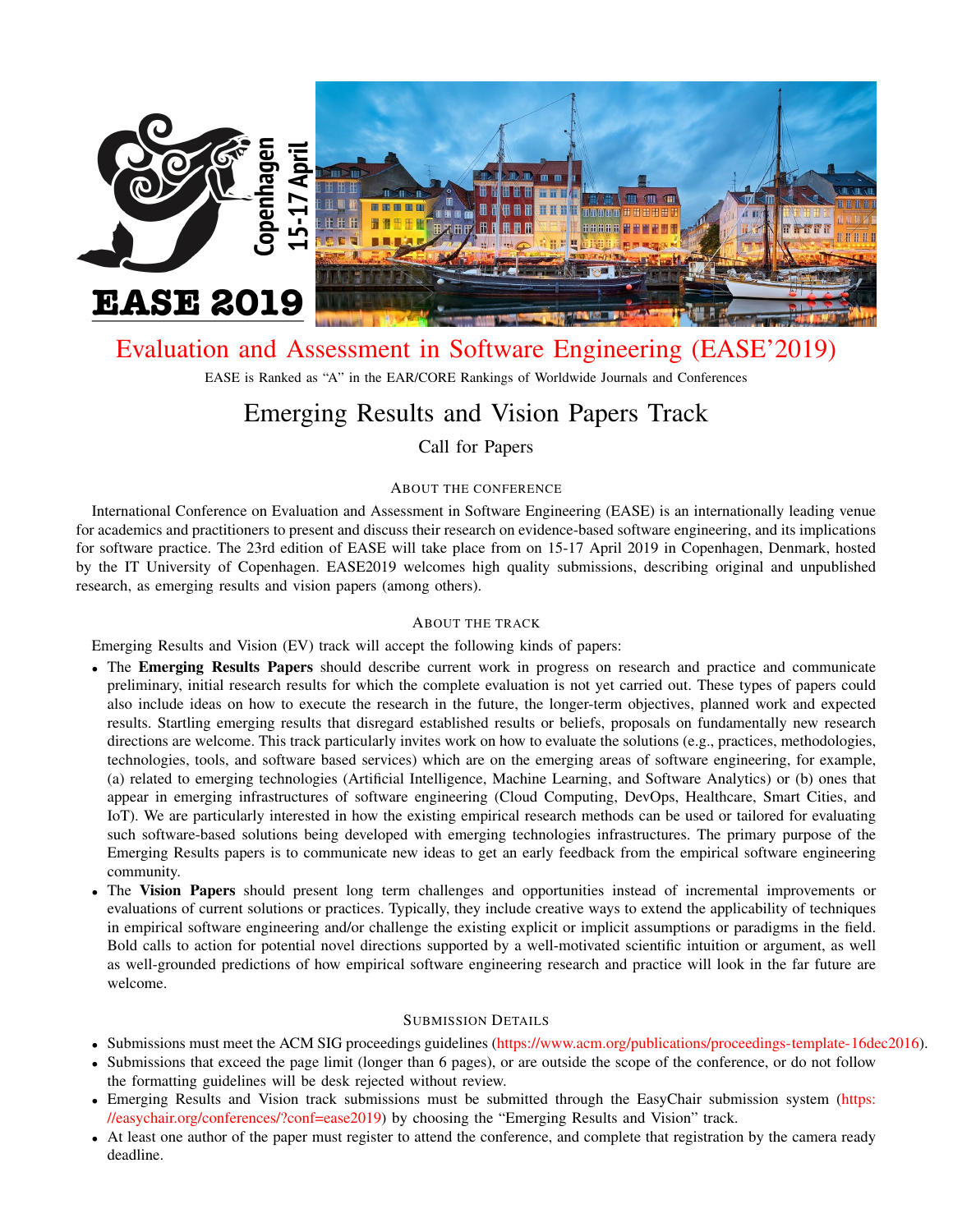# Evaluation and Assessment in Software Engineering (EASE'2019)

EASE is Ranked as "A" in the EAR/CORE Rankings of Worldwide Journals and Conferences

## Emerging Results and Vision Papers Track

Call for Papers

### About the Conference

International Conference on Evaluation and Assessment in Software Engineering (EASE) is an internationally leading venue for academics and practitioners to present and discuss their research on evidence-based software engineering, and its implications for software practice. The 23rd edition of EASE will take place from on 15-17 April 2019 in Copenhagen, Denmark, hosted by the IT University of Copenhagen. EASE2019 welcomes high quality submissions, describing original and unpublished research, as emerging results and vision papers (among others).

### About the Track

Emerging Results and Vision (EV) track will accept the following kinds of papers:

- The **Emerging Results Papers** should describe current work in progress on research and practice and communicate preliminary, initial research results for which the complete evaluation is not yet carried out. These types of papers could also include ideas on how to execute the research in the future, the longer-term objectives, planned work and expected results. Startling emerging results that disregard established results or beliefs, proposals on fundamentally new research directions are welcome. This track particularly invites work on how to evaluate the solutions (e.g., practices, methodologies, technologies, tools, and software based services) which are on the emerging areas of software engineering, for example, (a) related to emerging technologies (Artificial Intelligence, Machine Learning, and Software Analytics) or (b) ones that appear in emerging infrastructures of software engineering (Cloud Computing, DevOps, Healthcare, Smart Cities, and IoT). We are particularly interested in how the existing empirical research methods can be used or tailored for evaluating such software-based solutions being developed with emerging technologies infrastructures. The primary purpose of the Emerging Results papers is to communicate new ideas to get an early feedback from the empirical software engineering community.
- The **Vision Papers** should present long term challenges and opportunities instead of incremental improvements or evaluations of current solutions or practices. Typically, they include creative ways to extend the applicability of techniques in empirical software engineering and/or challenge the existing explicit or implicit assumptions or paradigms in the field. Bold calls to action for potential novel directions supported by a well-motivated scientific intuition or argument, as well as well-grounded predictions of how empirical software engineering research and practice will look in the far future are welcome.

### Submission Details

- Submissions must meet the ACM SIG proceedings guidelines (https://www.acm.org/publications/proceedings-template-16dec2016).
- Submissions that exceed the page limit (longer than 6 pages), or are outside the scope of the conference, or do not follow the formatting guidelines will be desk rejected without review.
- Emerging Results and Vision track submissions must be submitted through the EasyChair submission system (https://easychair.org/conferences/?conf=ease2019) by choosing the "Emerging Results and Vision" track.
- At least one author of the paper must register to attend the conference, and complete that registration by the camera ready deadline.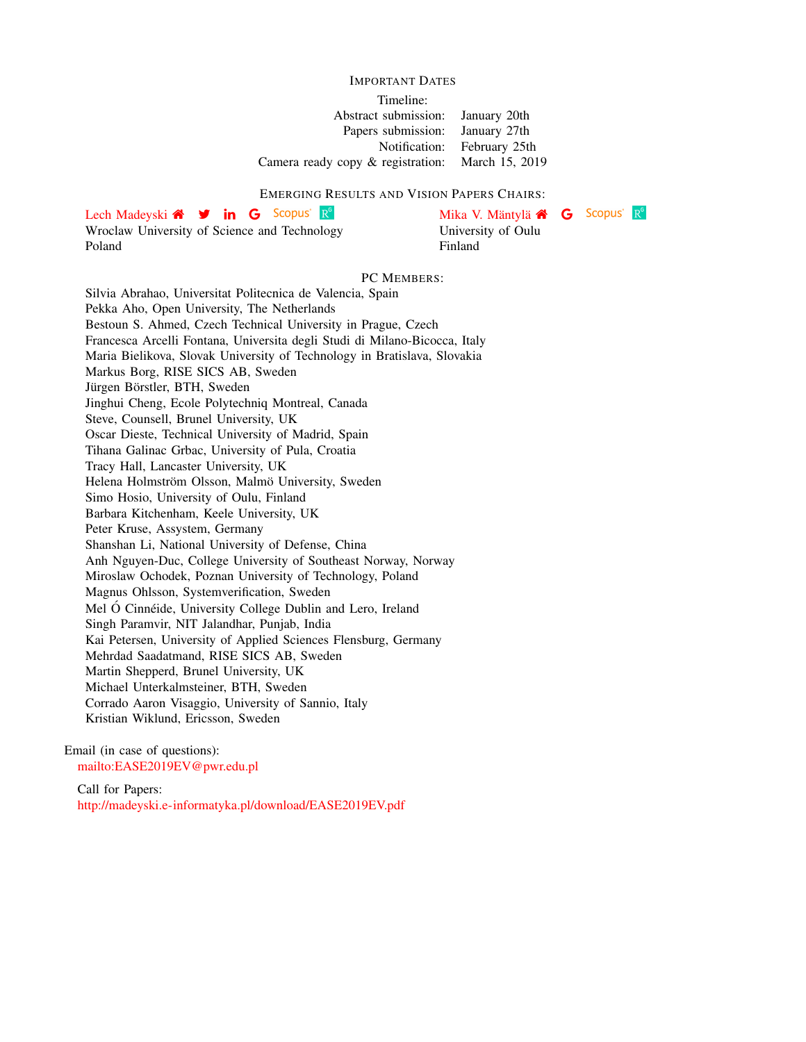### Important Dates

Timeline:

| | |
|---|---|
| Abstract submission: | January 20th |
| Papers submission: | January 27th |
| Notification: | February 25th |
| Camera ready copy & registration: | March 15, 2019 |

### Emerging Results and Vision Papers Chairs:

Lech Madeyski Scopus R[G]
Wroclaw University of Science and Technology
Poland

Mika V. Mäntylä Scopus R[G]
University of Oulu
Finland

### PC Members:

Silvia Abrahao, Universitat Politecnica de Valencia, Spain
Pekka Aho, Open University, The Netherlands
Bestoun S. Ahmed, Czech Technical University in Prague, Czech
Francesca Arcelli Fontana, Universita degli Studi di Milano-Bicocca, Italy
Maria Bielikova, Slovak University of Technology in Bratislava, Slovakia
Markus Borg, RISE SICS AB, Sweden
Jürgen Börstler, BTH, Sweden
Jinghui Cheng, Ecole Polytechniq Montreal, Canada
Steve, Counsell, Brunel University, UK
Oscar Dieste, Technical University of Madrid, Spain
Tihana Galinac Grbac, University of Pula, Croatia
Tracy Hall, Lancaster University, UK
Helena Holmström Olsson, Malmö University, Sweden
Simo Hosio, University of Oulu, Finland
Barbara Kitchenham, Keele University, UK
Peter Kruse, Assystem, Germany
Shanshan Li, National University of Defense, China
Anh Nguyen-Duc, College University of Southeast Norway, Norway
Miroslaw Ochodek, Poznan University of Technology, Poland
Magnus Ohlsson, Systemverification, Sweden
Mel Ó Cinnéide, University College Dublin and Lero, Ireland
Singh Paramvir, NIT Jalandhar, Punjab, India
Kai Petersen, University of Applied Sciences Flensburg, Germany
Mehrdad Saadatmand, RISE SICS AB, Sweden
Martin Shepperd, Brunel University, UK
Michael Unterkalmsteiner, BTH, Sweden
Corrado Aaron Visaggio, University of Sannio, Italy
Kristian Wiklund, Ericsson, Sweden

Email (in case of questions):
mailto:EASE2019EV@pwr.edu.pl

Call for Papers:
http://madeyski.e-informatyka.pl/download/EASE2019EV.pdf